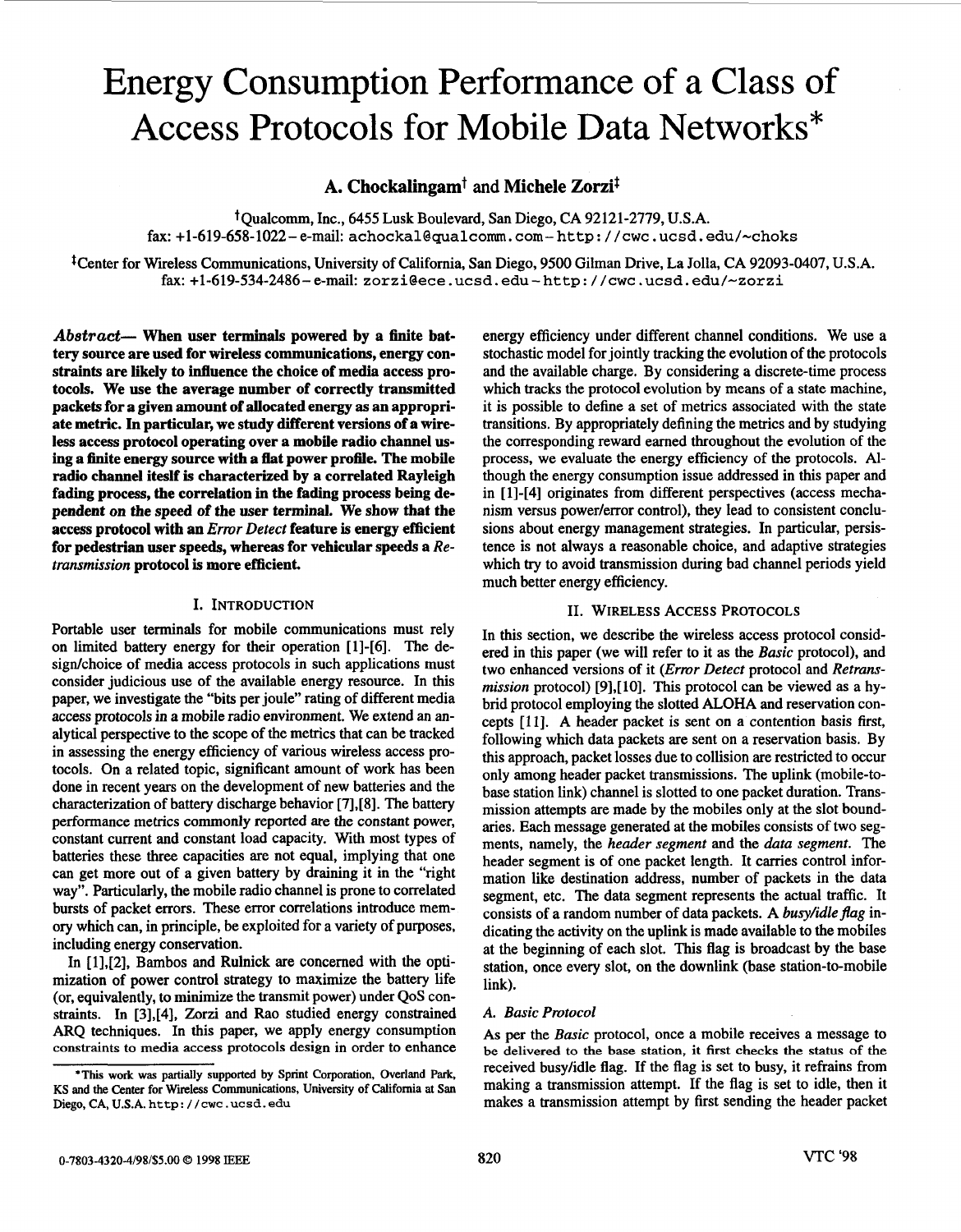# Energy Consumption Performance of a Class of Access Protocols for Mobile Data Networks*

**A. Chockalingam† and Michele Zorzi‡**

†Qualcomm, Inc., 6455 Lusk Boulevard, San Diego, CA 92121-2779, U.S.A.
fax: +1-619-658-1022 – e-mail: achockal@qualcomm.com – http://cwc.ucsd.edu/~choks

‡Center for Wireless Communications, University of California, San Diego, 9500 Gilman Drive, La Jolla, CA 92093-0407, U.S.A.
fax: +1-619-534-2486 – e-mail: zorzi@ece.ucsd.edu – http://cwc.ucsd.edu/~zorzi

***Abstract*— When user terminals powered by a finite battery source are used for wireless communications, energy constraints are likely to influence the choice of media access protocols. We use the average number of correctly transmitted packets for a given amount of allocated energy as an appropriate metric. In particular, we study different versions of a wireless access protocol operating over a mobile radio channel using a finite energy source with a flat power profile. The mobile radio channel iteslf is characterized by a correlated Rayleigh fading process, the correlation in the fading process being dependent on the speed of the user terminal. We show that the access protocol with an *Error Detect* feature is energy efficient for pedestrian user speeds, whereas for vehicular speeds a *Retransmission* protocol is more efficient.**

## I. Introduction

Portable user terminals for mobile communications must rely on limited battery energy for their operation [1]-[6]. The design/choice of media access protocols in such applications must consider judicious use of the available energy resource. In this paper, we investigate the "bits per joule" rating of different media access protocols in a mobile radio environment. We extend an analytical perspective to the scope of the metrics that can be tracked in assessing the energy efficiency of various wireless access protocols. On a related topic, significant amount of work has been done in recent years on the development of new batteries and the characterization of battery discharge behavior [7],[8]. The battery performance metrics commonly reported are the constant power, constant current and constant load capacity. With most types of batteries these three capacities are not equal, implying that one can get more out of a given battery by draining it in the "right way". Particularly, the mobile radio channel is prone to correlated bursts of packet errors. These error correlations introduce memory which can, in principle, be exploited for a variety of purposes, including energy conservation.

In [1],[2], Bambos and Rulnick are concerned with the optimization of power control strategy to maximize the battery life (or, equivalently, to minimize the transmit power) under QoS constraints. In [3],[4], Zorzi and Rao studied energy constrained ARQ techniques. In this paper, we apply energy consumption constraints to media access protocols design in order to enhance energy efficiency under different channel conditions. We use a stochastic model for jointly tracking the evolution of the protocols and the available charge. By considering a discrete-time process which tracks the protocol evolution by means of a state machine, it is possible to define a set of metrics associated with the state transitions. By appropriately defining the metrics and by studying the corresponding reward earned throughout the evolution of the process, we evaluate the energy efficiency of the protocols. Although the energy consumption issue addressed in this paper and in [1]-[4] originates from different perspectives (access mechanism versus power/error control), they lead to consistent conclusions about energy management strategies. In particular, persistence is not always a reasonable choice, and adaptive strategies which try to avoid transmission during bad channel periods yield much better energy efficiency.

*This work was partially supported by Sprint Corporation, Overland Park, KS and the Center for Wireless Communications, University of California at San Diego, CA, U.S.A. http://cwc.ucsd.edu

## II. Wireless Access Protocols

In this section, we describe the wireless access protocol considered in this paper (we will refer to it as the *Basic* protocol), and two enhanced versions of it (*Error Detect* protocol and *Retransmission* protocol) [9],[10]. This protocol can be viewed as a hybrid protocol employing the slotted ALOHA and reservation concepts [11]. A header packet is sent on a contention basis first, following which data packets are sent on a reservation basis. By this approach, packet losses due to collision are restricted to occur only among header packet transmissions. The uplink (mobile-to-base station link) channel is slotted to one packet duration. Transmission attempts are made by the mobiles only at the slot boundaries. Each message generated at the mobiles consists of two segments, namely, the *header segment* and the *data segment*. The header segment is of one packet length. It carries control information like destination address, number of packets in the data segment, etc. The data segment represents the actual traffic. It consists of a random number of data packets. A *busy/idle flag* indicating the activity on the uplink is made available to the mobiles at the beginning of each slot. This flag is broadcast by the base station, once every slot, on the downlink (base station-to-mobile link).

### A. Basic Protocol

As per the *Basic* protocol, once a mobile receives a message to be delivered to the base station, it first checks the status of the received busy/idle flag. If the flag is set to busy, it refrains from making a transmission attempt. If the flag is set to idle, then it makes a transmission attempt by first sending the header packet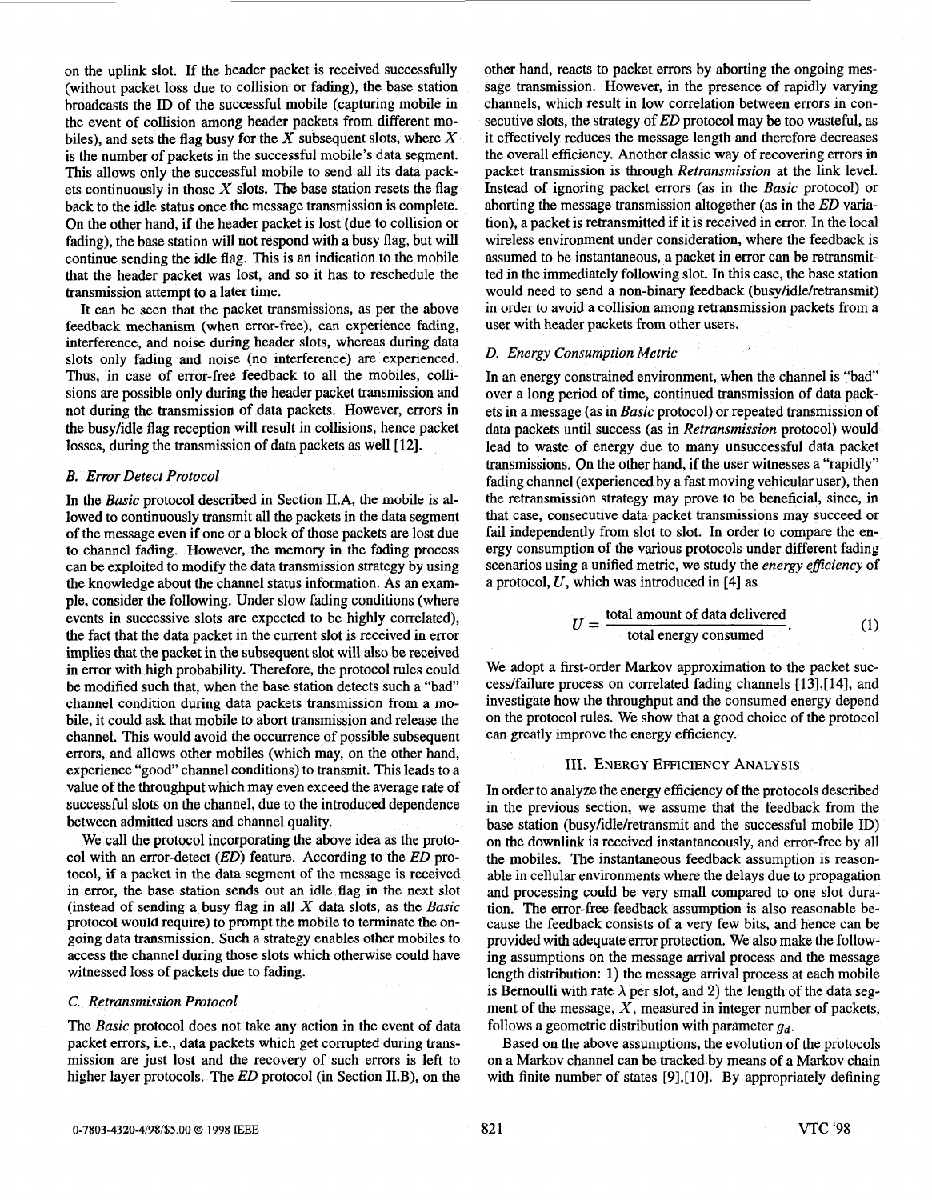on the uplink slot. If the header packet is received successfully (without packet loss due to collision or fading), the base station broadcasts the ID of the successful mobile (capturing mobile in the event of collision among header packets from different mobiles), and sets the flag busy for the $X$ subsequent slots, where $X$ is the number of packets in the successful mobile's data segment. This allows only the successful mobile to send all its data packets continuously in those $X$ slots. The base station resets the flag back to the idle status once the message transmission is complete. On the other hand, if the header packet is lost (due to collision or fading), the base station will not respond with a busy flag, but will continue sending the idle flag. This is an indication to the mobile that the header packet was lost, and so it has to reschedule the transmission attempt to a later time.

It can be seen that the packet transmissions, as per the above feedback mechanism (when error-free), can experience fading, interference, and noise during header slots, whereas during data slots only fading and noise (no interference) are experienced. Thus, in case of error-free feedback to all the mobiles, collisions are possible only during the header packet transmission and not during the transmission of data packets. However, errors in the busy/idle flag reception will result in collisions, hence packet losses, during the transmission of data packets as well [12].

### B. Error Detect Protocol

In the *Basic* protocol described in Section II.A, the mobile is allowed to continuously transmit all the packets in the data segment of the message even if one or a block of those packets are lost due to channel fading. However, the memory in the fading process can be exploited to modify the data transmission strategy by using the knowledge about the channel status information. As an example, consider the following. Under slow fading conditions (where events in successive slots are expected to be highly correlated), the fact that the data packet in the current slot is received in error implies that the packet in the subsequent slot will also be received in error with high probability. Therefore, the protocol rules could be modified such that, when the base station detects such a "bad" channel condition during data packets transmission from a mobile, it could ask that mobile to abort transmission and release the channel. This would avoid the occurrence of possible subsequent errors, and allows other mobiles (which may, on the other hand, experience "good" channel conditions) to transmit. This leads to a value of the throughput which may even exceed the average rate of successful slots on the channel, due to the introduced dependence between admitted users and channel quality.

We call the protocol incorporating the above idea as the protocol with an error-detect (*ED*) feature. According to the *ED* protocol, if a packet in the data segment of the message is received in error, the base station sends out an idle flag in the next slot (instead of sending a busy flag in all $X$ data slots, as the *Basic* protocol would require) to prompt the mobile to terminate the ongoing data transmission. Such a strategy enables other mobiles to access the channel during those slots which otherwise could have witnessed loss of packets due to fading.

### C. Retransmission Protocol

The *Basic* protocol does not take any action in the event of data packet errors, i.e., data packets which get corrupted during transmission are just lost and the recovery of such errors is left to higher layer protocols. The *ED* protocol (in Section II.B), on the other hand, reacts to packet errors by aborting the ongoing message transmission. However, in the presence of rapidly varying channels, which result in low correlation between errors in consecutive slots, the strategy of *ED* protocol may be too wasteful, as it effectively reduces the message length and therefore decreases the overall efficiency. Another classic way of recovering errors in packet transmission is through *Retransmission* at the link level. Instead of ignoring packet errors (as in the *Basic* protocol) or aborting the message transmission altogether (as in the *ED* variation), a packet is retransmitted if it is received in error. In the local wireless environment under consideration, where the feedback is assumed to be instantaneous, a packet in error can be retransmitted in the immediately following slot. In this case, the base station would need to send a non-binary feedback (busy/idle/retransmit) in order to avoid a collision among retransmission packets from a user with header packets from other users.

### D. Energy Consumption Metric

In an energy constrained environment, when the channel is "bad" over a long period of time, continued transmission of data packets in a message (as in *Basic* protocol) or repeated transmission of data packets until success (as in *Retransmission* protocol) would lead to waste of energy due to many unsuccessful data packet transmissions. On the other hand, if the user witnesses a "rapidly" fading channel (experienced by a fast moving vehicular user), then the retransmission strategy may prove to be beneficial, since, in that case, consecutive data packet transmissions may succeed or fail independently from slot to slot. In order to compare the energy consumption of the various protocols under different fading scenarios using a unified metric, we study the *energy efficiency* of a protocol, $U$, which was introduced in [4] as

$$U = \frac{\text{total amount of data delivered}}{\text{total energy consumed}}. \tag{1}$$

We adopt a first-order Markov approximation to the packet success/failure process on correlated fading channels [13],[14], and investigate how the throughput and the consumed energy depend on the protocol rules. We show that a good choice of the protocol can greatly improve the energy efficiency.

## III. Energy Efficiency Analysis

In order to analyze the energy efficiency of the protocols described in the previous section, we assume that the feedback from the base station (busy/idle/retransmit and the successful mobile ID) on the downlink is received instantaneously, and error-free by all the mobiles. The instantaneous feedback assumption is reasonable in cellular environments where the delays due to propagation and processing could be very small compared to one slot duration. The error-free feedback assumption is also reasonable because the feedback consists of a very few bits, and hence can be provided with adequate error protection. We also make the following assumptions on the message arrival process and the message length distribution: 1) the message arrival process at each mobile is Bernoulli with rate $\lambda$ per slot, and 2) the length of the data segment of the message, $X$, measured in integer number of packets, follows a geometric distribution with parameter $g_d$.

Based on the above assumptions, the evolution of the protocols on a Markov channel can be tracked by means of a Markov chain with finite number of states [9],[10]. By appropriately defining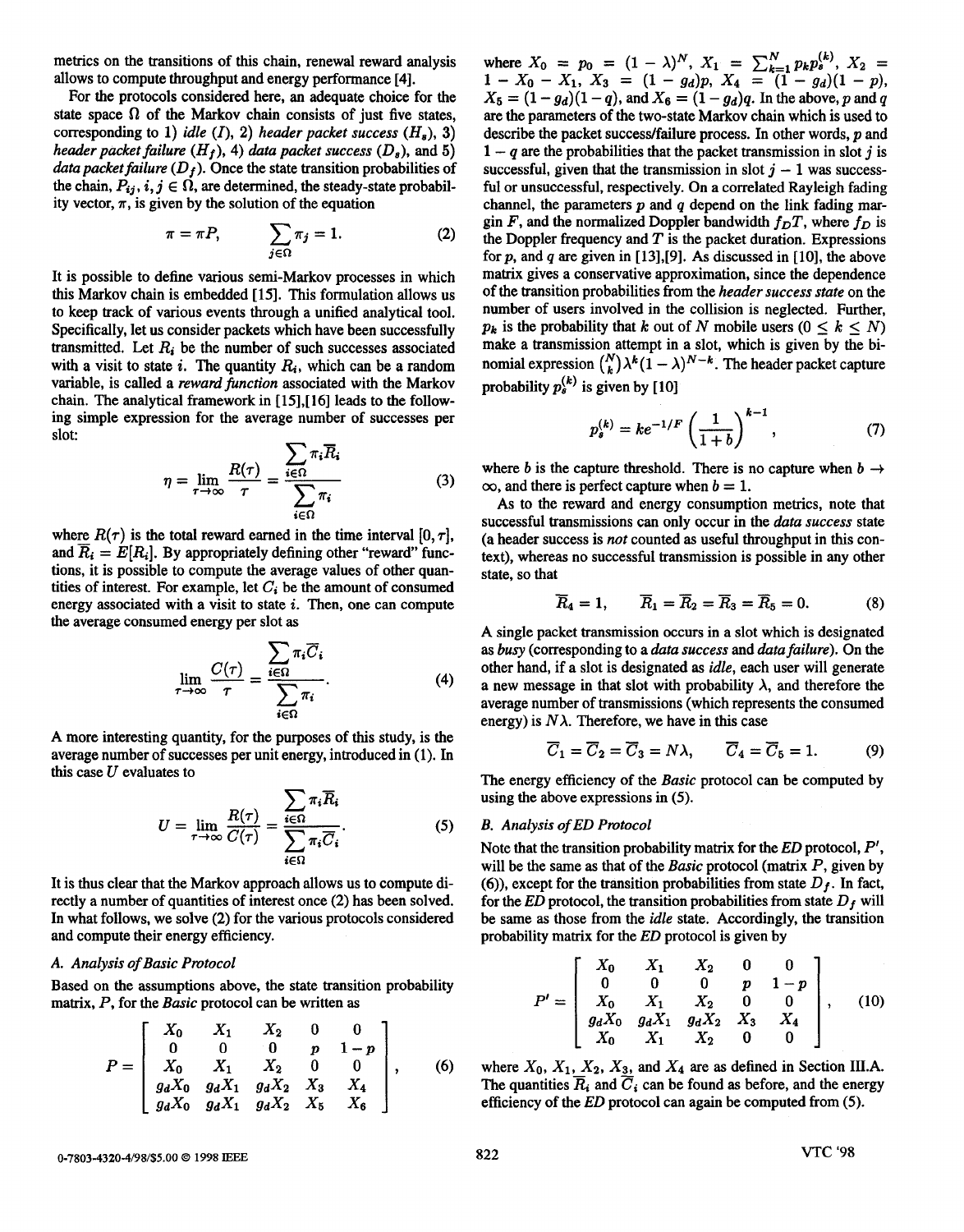metrics on the transitions of this chain, renewal reward analysis allows to compute throughput and energy performance [4].

For the protocols considered here, an adequate choice for the state space $\Omega$ of the Markov chain consists of just five states, corresponding to 1) *idle* ($I$), 2) *header packet success* ($H_s$), 3) *header packet failure* ($H_f$), 4) *data packet success* ($D_s$), and 5) *data packet failure* ($D_f$). Once the state transition probabilities of the chain, $P_{ij}$, $i, j \in \Omega$, are determined, the steady-state probability vector, $\pi$, is given by the solution of the equation

$$\pi = \pi P, \qquad \sum_{j \in \Omega} \pi_j = 1. \tag{2}$$

It is possible to define various semi-Markov processes in which this Markov chain is embedded [15]. This formulation allows us to keep track of various events through a unified analytical tool. Specifically, let us consider packets which have been successfully transmitted. Let $R_i$ be the number of such successes associated with a visit to state $i$. The quantity $R_i$, which can be a random variable, is called a *reward function* associated with the Markov chain. The analytical framework in [15],[16] leads to the following simple expression for the average number of successes per slot:

$$\eta = \lim_{\tau \to \infty} \frac{R(\tau)}{\tau} = \frac{\sum_{i \in \Omega} \pi_i \overline{R}_i}{\sum_{i \in \Omega} \pi_i} \tag{3}$$

where $R(\tau)$ is the total reward earned in the time interval $[0, \tau]$, and $\overline{R}_i = E[R_i]$. By appropriately defining other "reward" functions, it is possible to compute the average values of other quantities of interest. For example, let $C_i$ be the amount of consumed energy associated with a visit to state $i$. Then, one can compute the average consumed energy per slot as

$$\lim_{\tau \to \infty} \frac{C(\tau)}{\tau} = \frac{\sum_{i \in \Omega} \pi_i \overline{C}_i}{\sum_{i \in \Omega} \pi_i}. \tag{4}$$

A more interesting quantity, for the purposes of this study, is the average number of successes per unit energy, introduced in (1). In this case $U$ evaluates to

$$U = \lim_{\tau \to \infty} \frac{R(\tau)}{C(\tau)} = \frac{\sum_{i \in \Omega} \pi_i \overline{R}_i}{\sum_{i \in \Omega} \pi_i \overline{C}_i}. \tag{5}$$

It is thus clear that the Markov approach allows us to compute directly a number of quantities of interest once (2) has been solved. In what follows, we solve (2) for the various protocols considered and compute their energy efficiency.

### A. Analysis of Basic Protocol

Based on the assumptions above, the state transition probability matrix, $P$, for the *Basic* protocol can be written as

$$P = \begin{bmatrix} X_0 & X_1 & X_2 & 0 & 0 \\ 0 & 0 & 0 & p & 1-p \\ X_0 & X_1 & X_2 & 0 & 0 \\ g_d X_0 & g_d X_1 & g_d X_2 & X_3 & X_4 \\ g_d X_0 & g_d X_1 & g_d X_2 & X_5 & X_6 \end{bmatrix}, \tag{6}$$

where $X_0 = p_0 = (1-\lambda)^N$, $X_1 = \sum_{k=1}^{N} p_k p_s^{(k)}$, $X_2 = 1 - X_0 - X_1$, $X_3 = (1-g_d)p$, $X_4 = (1-g_d)(1-p)$, $X_5 = (1-g_d)(1-q)$, and $X_6 = (1-g_d)q$. In the above, $p$ and $q$ are the parameters of the two-state Markov chain which is used to describe the packet success/failure process. In other words, $p$ and $1-q$ are the probabilities that the packet transmission in slot $j$ is successful, given that the transmission in slot $j-1$ was successful or unsuccessful, respectively. On a correlated Rayleigh fading channel, the parameters $p$ and $q$ depend on the link fading margin $F$, and the normalized Doppler bandwidth $f_D T$, where $f_D$ is the Doppler frequency and $T$ is the packet duration. Expressions for $p$, and $q$ are given in [13],[9]. As discussed in [10], the above matrix gives a conservative approximation, since the dependence of the transition probabilities from the *header success state* on the number of users involved in the collision is neglected. Further, $p_k$ is the probability that $k$ out of $N$ mobile users ($0 \le k \le N$) make a transmission attempt in a slot, which is given by the binomial expression $\binom{N}{k}\lambda^k(1-\lambda)^{N-k}$. The header packet capture probability $p_s^{(k)}$ is given by [10]

$$p_s^{(k)} = k e^{-1/F}\left(\frac{1}{1+b}\right)^{k-1}, \tag{7}$$

where $b$ is the capture threshold. There is no capture when $b \to \infty$, and there is perfect capture when $b = 1$.

As to the reward and energy consumption metrics, note that successful transmissions can only occur in the *data success* state (a header success is *not* counted as useful throughput in this context), whereas no successful transmission is possible in any other state, so that

$$\overline{R}_4 = 1, \qquad \overline{R}_1 = \overline{R}_2 = \overline{R}_3 = \overline{R}_5 = 0. \tag{8}$$

A single packet transmission occurs in a slot which is designated as *busy* (corresponding to a *data success* and *data failure*). On the other hand, if a slot is designated as *idle*, each user will generate a new message in that slot with probability $\lambda$, and therefore the average number of transmissions (which represents the consumed energy) is $N\lambda$. Therefore, we have in this case

$$\overline{C}_1 = \overline{C}_2 = \overline{C}_3 = N\lambda, \qquad \overline{C}_4 = \overline{C}_5 = 1. \tag{9}$$

The energy efficiency of the *Basic* protocol can be computed by using the above expressions in (5).

### B. Analysis of ED Protocol

Note that the transition probability matrix for the *ED* protocol, $P'$, will be the same as that of the *Basic* protocol (matrix $P$, given by (6)), except for the transition probabilities from state $D_f$. In fact, for the *ED* protocol, the transition probabilities from state $D_f$ will be same as those from the *idle* state. Accordingly, the transition probability matrix for the *ED* protocol is given by

$$P' = \begin{bmatrix} X_0 & X_1 & X_2 & 0 & 0 \\ 0 & 0 & 0 & p & 1-p \\ X_0 & X_1 & X_2 & 0 & 0 \\ g_d X_0 & g_d X_1 & g_d X_2 & X_3 & X_4 \\ X_0 & X_1 & X_2 & 0 & 0 \end{bmatrix}, \tag{10}$$

where $X_0$, $X_1$, $X_2$, $X_3$, and $X_4$ are as defined in Section III.A. The quantities $\overline{R}_i$ and $\overline{C}_i$ can be found as before, and the energy efficiency of the *ED* protocol can again be computed from (5).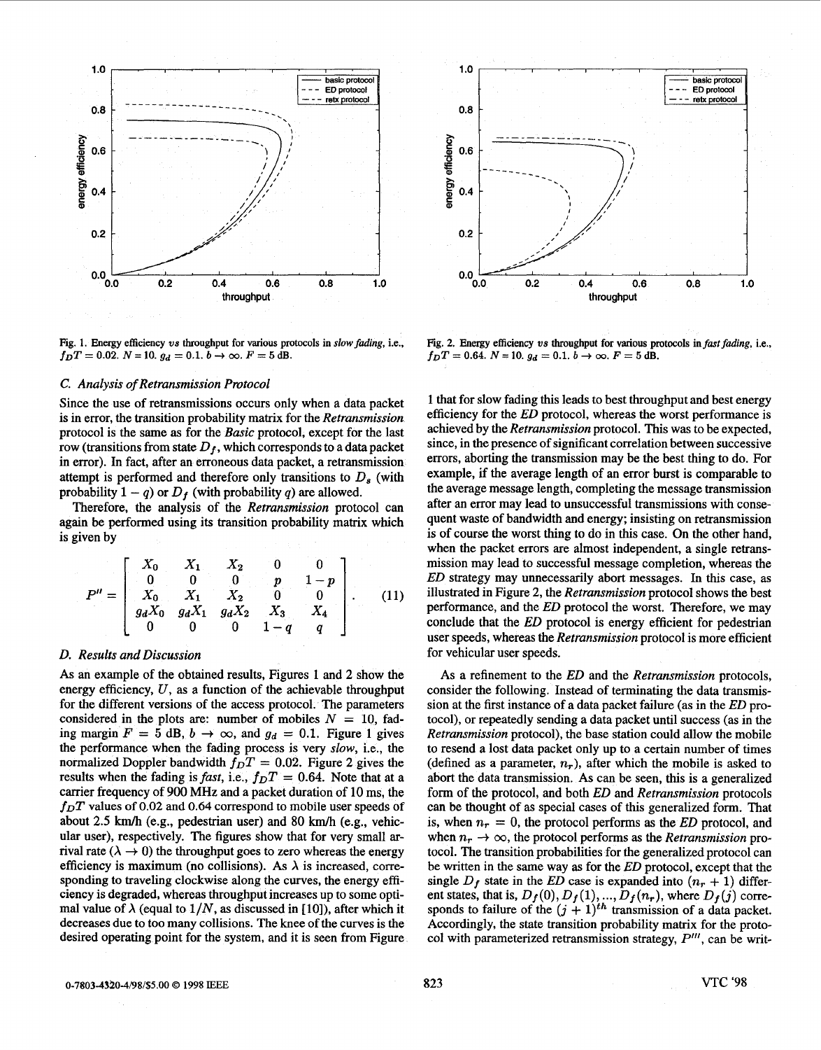Fig. 1. Energy efficiency *vs* throughput for various protocols in *slow fading*, i.e., $f_D T = 0.02$. $N = 10$. $g_d = 0.1$. $b \to \infty$. $F = 5$ dB.

Fig. 2. Energy efficiency *vs* throughput for various protocols in *fast fading*, i.e., $f_D T = 0.64$. $N = 10$. $g_d = 0.1$. $b \to \infty$. $F = 5$ dB.

### C. Analysis of Retransmission Protocol

Since the use of retransmissions occurs only when a data packet is in error, the transition probability matrix for the *Retransmission* protocol is the same as for the *Basic* protocol, except for the last row (transitions from state $D_f$, which corresponds to a data packet in error). In fact, after an erroneous data packet, a retransmission attempt is performed and therefore only transitions to $D_s$ (with probability $1 - q$) or $D_f$ (with probability $q$) are allowed.

Therefore, the analysis of the *Retransmission* protocol can again be performed using its transition probability matrix which is given by

$$P'' = \begin{bmatrix} X_0 & X_1 & X_2 & 0 & 0 \\ 0 & 0 & 0 & p & 1-p \\ X_0 & X_1 & X_2 & 0 & 0 \\ g_d X_0 & g_d X_1 & g_d X_2 & X_3 & X_4 \\ 0 & 0 & 0 & 1-q & q \end{bmatrix}. \quad (11)$$

### D. Results and Discussion

As an example of the obtained results, Figures 1 and 2 show the energy efficiency, $U$, as a function of the achievable throughput for the different versions of the access protocol. The parameters considered in the plots are: number of mobiles $N = 10$, fading margin $F = 5$ dB, $b \to \infty$, and $g_d = 0.1$. Figure 1 gives the performance when the fading process is very *slow*, i.e., the normalized Doppler bandwidth $f_D T = 0.02$. Figure 2 gives the results when the fading is *fast*, i.e., $f_D T = 0.64$. Note that at a carrier frequency of 900 MHz and a packet duration of 10 ms, the $f_D T$ values of 0.02 and 0.64 correspond to mobile user speeds of about 2.5 km/h (e.g., pedestrian user) and 80 km/h (e.g., vehicular user), respectively. The figures show that for very small arrival rate ($\lambda \to 0$) the throughput goes to zero whereas the energy efficiency is maximum (no collisions). As $\lambda$ is increased, corresponding to traveling clockwise along the curves, the energy efficiency is degraded, whereas throughput increases up to some optimal value of $\lambda$ (equal to $1/N$, as discussed in [10]), after which it decreases due to too many collisions. The knee of the curves is the desired operating point for the system, and it is seen from Figure 1 that for slow fading this leads to best throughput and best energy efficiency for the *ED* protocol, whereas the worst performance is achieved by the *Retransmission* protocol. This was to be expected, since, in the presence of significant correlation between successive errors, aborting the transmission may be the best thing to do. For example, if the average length of an error burst is comparable to the average message length, completing the message transmission after an error may lead to unsuccessful transmissions with consequent waste of bandwidth and energy; insisting on retransmission is of course the worst thing to do in this case. On the other hand, when the packet errors are almost independent, a single retransmission may lead to successful message completion, whereas the *ED* strategy may unnecessarily abort messages. In this case, as illustrated in Figure 2, the *Retransmission* protocol shows the best performance, and the *ED* protocol the worst. Therefore, we may conclude that the *ED* protocol is energy efficient for pedestrian user speeds, whereas the *Retransmission* protocol is more efficient for vehicular user speeds.

As a refinement to the *ED* and the *Retransmission* protocols, consider the following. Instead of terminating the data transmission at the first instance of a data packet failure (as in the *ED* protocol), or repeatedly sending a data packet until success (as in the *Retransmission* protocol), the base station could allow the mobile to resend a lost data packet only up to a certain number of times (defined as a parameter, $n_r$), after which the mobile is asked to abort the data transmission. As can be seen, this is a generalized form of the protocol, and both *ED* and *Retransmission* protocols can be thought of as special cases of this generalized form. That is, when $n_r = 0$, the protocol performs as the *ED* protocol, and when $n_r \to \infty$, the protocol performs as the *Retransmission* protocol. The transition probabilities for the generalized protocol can be written in the same way as for the *ED* protocol, except that the single $D_f$ state in the *ED* case is expanded into $(n_r + 1)$ different states, that is, $D_f(0), D_f(1), ..., D_f(n_r)$, where $D_f(j)$ corresponds to failure of the $(j + 1)^{th}$ transmission of a data packet. Accordingly, the state transition probability matrix for the protocol with parameterized retransmission strategy, $P'''$, can be writ-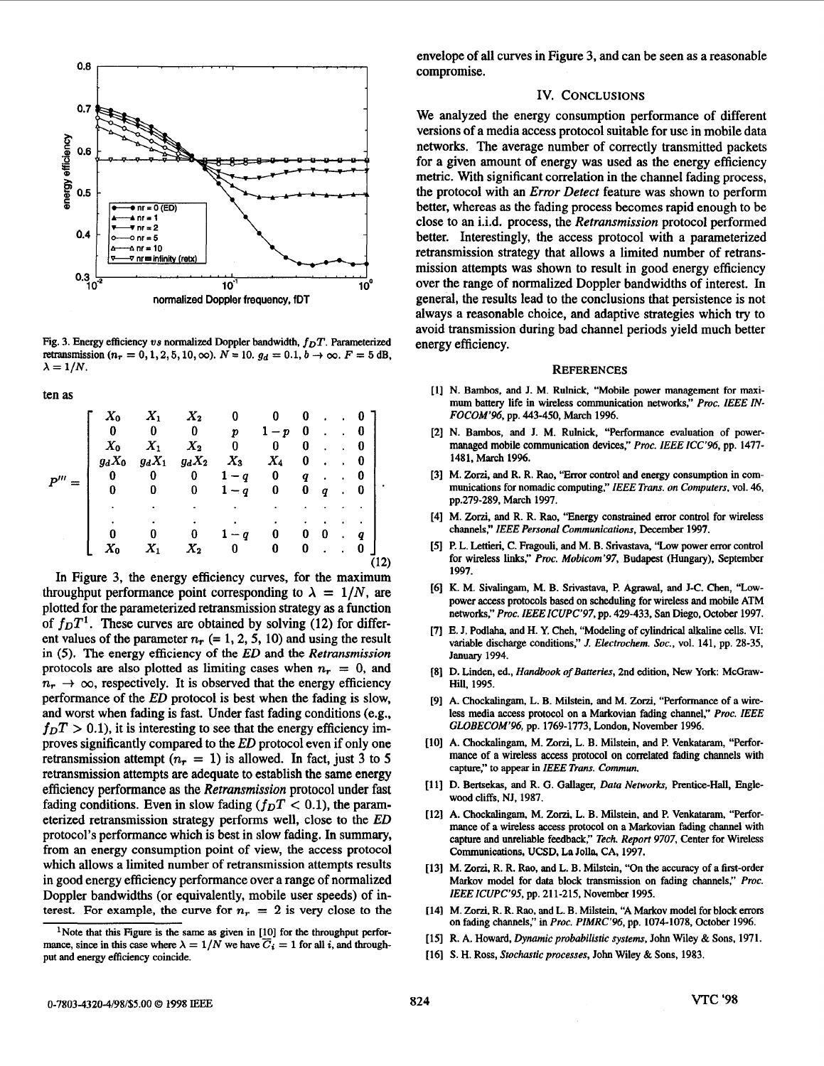0.8

0.7

0.6

0.5

0.4

0.3

energy efficiency

nr = 0 (ED)

nr = 1

nr = 2

nr = 5

nr = 10

nr = infinity (retx)

$10^{-2}$

$10^{-1}$

$10^{0}$

normalized Doppler frequency, fDT

Fig. 3. Energy efficiency *vs* normalized Doppler bandwidth, $f_D T$. Parameterized retransmission ($n_r = 0, 1, 2, 5, 10, \infty$). $N = 10$. $g_d = 0.1$, $b \to \infty$. $F = 5$ dB, $\lambda = 1/N$.

ten as

$$
P''' = \begin{bmatrix}
X_0 & X_1 & X_2 & 0 & 0 & 0 & . & . & 0 \\
0 & 0 & 0 & p & 1-p & 0 & . & . & 0 \\
X_0 & X_1 & X_2 & 0 & 0 & 0 & . & . & 0 \\
g_d X_0 & g_d X_1 & g_d X_2 & X_3 & X_4 & 0 & . & . & 0 \\
0 & 0 & 0 & 1-q & 0 & q & . & . & 0 \\
0 & 0 & 0 & 1-q & 0 & 0 & q & . & 0 \\
. & . & . & . & . & . & . & . & . \\
. & . & . & . & . & . & . & . & . \\
0 & 0 & 0 & 1-q & 0 & 0 & 0 & . & q \\
X_0 & X_1 & X_2 & 0 & 0 & 0 & . & . & 0
\end{bmatrix}. \tag{12}
$$

In Figure 3, the energy efficiency curves, for the maximum throughput performance point corresponding to $\lambda = 1/N$, are plotted for the parameterized retransmission strategy as a function of $f_D T$[1]. These curves are obtained by solving (12) for different values of the parameter $n_r$ (= 1, 2, 5, 10) and using the result in (5). The energy efficiency of the *ED* and the *Retransmission* protocols are also plotted as limiting cases when $n_r = 0$, and $n_r \to \infty$, respectively. It is observed that the energy efficiency performance of the *ED* protocol is best when the fading is slow, and worst when fading is fast. Under fast fading conditions (e.g., $f_D T > 0.1$), it is interesting to see that the energy efficiency improves significantly compared to the *ED* protocol even if only one retransmission attempt ($n_r = 1$) is allowed. In fact, just 3 to 5 retransmission attempts are adequate to establish the same energy efficiency performance as the *Retransmission* protocol under fast fading conditions. Even in slow fading ($f_D T < 0.1$), the parameterized retransmission strategy performs well, close to the *ED* protocol's performance which is best in slow fading. In summary, from an energy consumption point of view, the access protocol which allows a limited number of retransmission attempts results in good energy efficiency performance over a range of normalized Doppler bandwidths (or equivalently, mobile user speeds) of interest. For example, the curve for $n_r = 2$ is very close to the envelope of all curves in Figure 3, and can be seen as a reasonable compromise.

[1] Note that this Figure is the same as given in [10] for the throughput performance, since in this case where $\lambda = 1/N$ we have $\overline{C}_i = 1$ for all $i$, and throughput and energy efficiency coincide.

## IV. Conclusions

We analyzed the energy consumption performance of different versions of a media access protocol suitable for use in mobile data networks. The average number of correctly transmitted packets for a given amount of energy was used as the energy efficiency metric. With significant correlation in the channel fading process, the protocol with an *Error Detect* feature was shown to perform better, whereas as the fading process becomes rapid enough to be close to an i.i.d. process, the *Retransmission* protocol performed better. Interestingly, the access protocol with a parameterized retransmission strategy that allows a limited number of retransmission attempts was shown to result in good energy efficiency over the range of normalized Doppler bandwidths of interest. In general, the results lead to the conclusions that persistence is not always a reasonable choice, and adaptive strategies which try to avoid transmission during bad channel periods yield much better energy efficiency.

## References

[1] N. Bambos, and J. M. Rulnick, "Mobile power management for maximum battery life in wireless communication networks," *Proc. IEEE INFOCOM'96*, pp. 443-450, March 1996.

[2] N. Bambos, and J. M. Rulnick, "Performance evaluation of power-managed mobile communication devices," *Proc. IEEE ICC'96*, pp. 1477-1481, March 1996.

[3] M. Zorzi, and R. R. Rao, "Error control and energy consumption in communications for nomadic computing," *IEEE Trans. on Computers*, vol. 46, pp.279-289, March 1997.

[4] M. Zorzi, and R. R. Rao, "Energy constrained error control for wireless channels," *IEEE Personal Communications*, December 1997.

[5] P. L. Lettieri, C. Fragouli, and M. B. Srivastava, "Low power error control for wireless links," *Proc. Mobicom'97*, Budapest (Hungary), September 1997.

[6] K. M. Sivalingam, M. B. Srivastava, P. Agrawal, and J-C. Chen, "Low-power access protocols based on scheduling for wireless and mobile ATM networks," *Proc. IEEE ICUPC'97*, pp. 429-433, San Diego, October 1997.

[7] E. J. Podlaha, and H. Y. Cheh, "Modeling of cylindrical alkaline cells. VI: variable discharge conditions," *J. Electrochem. Soc.*, vol. 141, pp. 28-35, January 1994.

[8] D. Linden, ed., *Handbook of Batteries*, 2nd edition, New York: McGraw-Hill, 1995.

[9] A. Chockalingam, L. B. Milstein, and M. Zorzi, "Performance of a wireless media access protocol on a Markovian fading channel," *Proc. IEEE GLOBECOM'96*, pp. 1769-1773, London, November 1996.

[10] A. Chockalingam, M. Zorzi, L. B. Milstein, and P. Venkataram, "Performance of a wireless access protocol on correlated fading channels with capture," to appear in *IEEE Trans. Commun.*

[11] D. Bertsekas, and R. G. Gallager, *Data Networks*, Prentice-Hall, Englewood cliffs, NJ, 1987.

[12] A. Chockalingam, M. Zorzi, L. B. Milstein, and P. Venkataram, "Performance of a wireless access protocol on a Markovian fading channel with capture and unreliable feedback," *Tech. Report 9707*, Center for Wireless Communications, UCSD, La Jolla, CA, 1997.

[13] M. Zorzi, R. R. Rao, and L. B. Milstein, "On the accuracy of a first-order Markov model for data block transmission on fading channels," *Proc. IEEE ICUPC'95*, pp. 211-215, November 1995.

[14] M. Zorzi, R. R. Rao, and L. B. Milstein, "A Markov model for block errors on fading channels," in *Proc. PIMRC'96*, pp. 1074-1078, October 1996.

[15] R. A. Howard, *Dynamic probabilistic systems*, John Wiley & Sons, 1971.

[16] S. H. Ross, *Stochastic processes*, John Wiley & Sons, 1983.